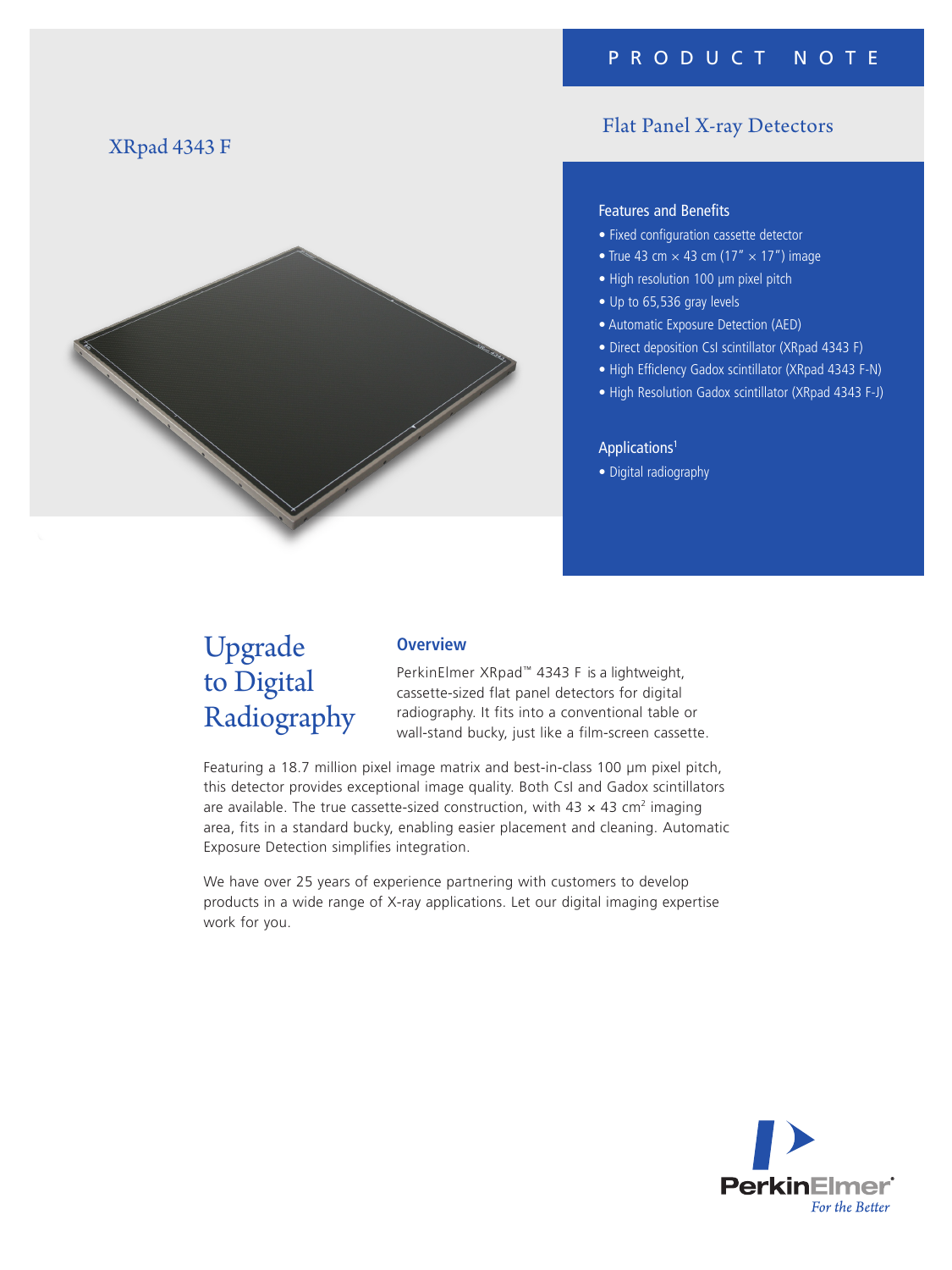PRODUCT NOTE

# Flat Panel X-ray Detectors

## XRpad 4343 F

### Features and Benefits

- Fixed configuration cassette detector
- True 43 cm × 43 cm (17" × 17") image
- High resolution 100 µm pixel pitch
- Up to 65,536 gray levels
- Automatic Exposure Detection (AED)
- Direct deposition CsI scintillator (XRpad 4343 F)
- High Efficiency Gadox scintillator (XRpad 4343 F-N)
- High Resolution Gadox scintillator (XRpad 4343 F-J)

### Applications[1]

- Digital radiography

## Upgrade to Digital Radiography

### Overview

PerkinElmer XRpad™ 4343 F is a lightweight, cassette-sized flat panel detectors for digital radiography. It fits into a conventional table or wall-stand bucky, just like a film-screen cassette.

Featuring a 18.7 million pixel image matrix and best-in-class 100 µm pixel pitch, this detector provides exceptional image quality. Both CsI and Gadox scintillators are available. The true cassette-sized construction, with 43 × 43 $cm^2$ imaging area, fits in a standard bucky, enabling easier placement and cleaning. Automatic Exposure Detection simplifies integration.

We have over 25 years of experience partnering with customers to develop products in a wide range of X-ray applications. Let our digital imaging expertise work for you.

PerkinElmer®
*For the Better*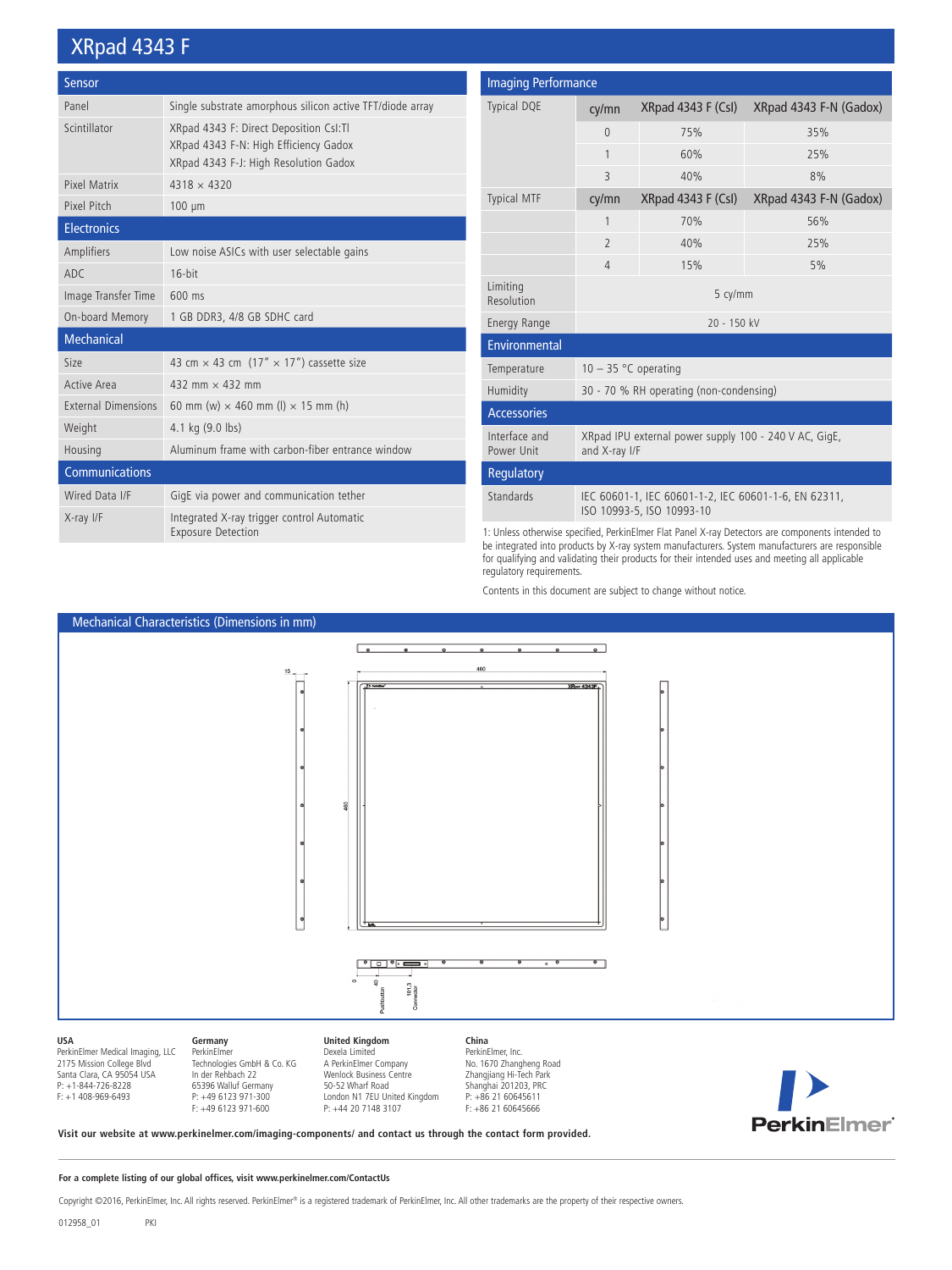# XRpad 4343 F

| Sensor | |
|---|---|
| Panel | Single substrate amorphous silicon active TFT/diode array |
| Scintillator | XRpad 4343 F: Direct Deposition CsI:Tl<br>XRpad 4343 F-N: High Efficiency Gadox<br>XRpad 4343 F-J: High Resolution Gadox |
| Pixel Matrix | 4318 × 4320 |
| Pixel Pitch | 100 µm |

| Electronics | |
|---|---|
| Amplifiers | Low noise ASICs with user selectable gains |
| ADC | 16-bit |
| Image Transfer Time | 600 ms |
| On-board Memory | 1 GB DDR3, 4/8 GB SDHC card |

| Mechanical | |
|---|---|
| Size | 43 cm × 43 cm (17" × 17") cassette size |
| Active Area | 432 mm × 432 mm |
| External Dimensions | 60 mm (w) × 460 mm (l) × 15 mm (h) |
| Weight | 4.1 kg (9.0 lbs) |
| Housing | Aluminum frame with carbon-fiber entrance window |

| Communications | |
|---|---|
| Wired Data I/F | GigE via power and communication tether |
| X-ray I/F | Integrated X-ray trigger control Automatic Exposure Detection |

| Imaging Performance | | | |
|---|---|---|---|
| Typical DQE | cy/mn | XRpad 4343 F (CsI) | XRpad 4343 F-N (Gadox) |
| | 0 | 75% | 35% |
| | 1 | 60% | 25% |
| | 3 | 40% | 8% |
| Typical MTF | cy/mn | XRpad 4343 F (CsI) | XRpad 4343 F-N (Gadox) |
| | 1 | 70% | 56% |
| | 2 | 40% | 25% |
| | 4 | 15% | 5% |
| Limiting Resolution | 5 cy/mm | | |
| Energy Range | 20 - 150 kV | | |

| Environmental | |
|---|---|
| Temperature | 10 – 35 °C operating |
| Humidity | 30 - 70 % RH operating (non-condensing) |

| Accessories | |
|---|---|
| Interface and Power Unit | XRpad IPU external power supply 100 - 240 V AC, GigE, and X-ray I/F |

| Regulatory | |
|---|---|
| Standards | IEC 60601-1, IEC 60601-1-2, IEC 60601-1-6, EN 62311, ISO 10993-5, ISO 10993-10 |

1: Unless otherwise specified, PerkinElmer Flat Panel X-ray Detectors are components intended to be integrated into products by X-ray system manufacturers. System manufacturers are responsible for qualifying and validating their products for their intended uses and meeting all applicable regulatory requirements.

Contents in this document are subject to change without notice.

## Mechanical Characteristics (Dimensions in mm)

15

460

460

0

40

Pushbutton

101.3

Connector

**USA**
PerkinElmer Medical Imaging, LLC
2175 Mission College Blvd
Santa Clara, CA 95054 USA
P: +1-844-726-8228
F: +1 408-969-6493

**Germany**
PerkinElmer
Technologies GmbH & Co. KG
In der Rehbach 22
65396 Walluf Germany
P: +49 6123 971-300
F: +49 6123 971-600

**United Kingdom**
Dexela Limited
A PerkinElmer Company
Wenlock Business Centre
50-52 Wharf Road
London N1 7EU United Kingdom
P: +44 20 7148 3107

**China**
PerkinElmer, Inc.
No. 1670 Zhangheng Road
Zhangjiang Hi-Tech Park
Shanghai 201203, PRC
P: +86 21 60645611
F: +86 21 60645666

**Visit our website at www.perkinelmer.com/imaging-components/ and contact us through the contact form provided.**

**For a complete listing of our global offices, visit www.perkinelmer.com/ContactUs**

Copyright ©2016, PerkinElmer, Inc. All rights reserved. PerkinElmer® is a registered trademark of PerkinElmer, Inc. All other trademarks are the property of their respective owners.

012958_01 PKI